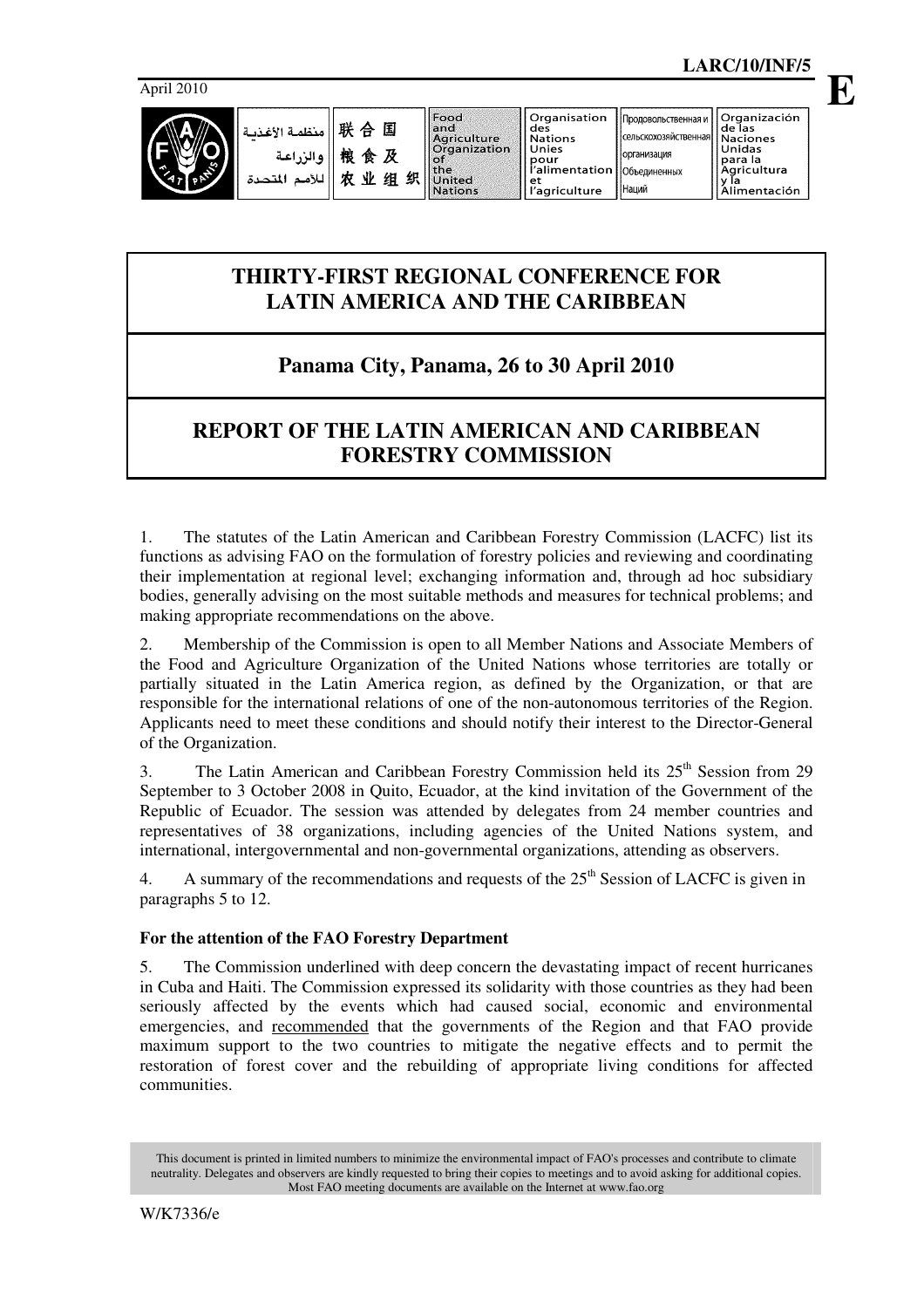April 2010

LARC/10/INF/5

E

| منظمة الأغذية والزراعة للأمم المتحدة | 联合国粮食及农业组织 | Food and Agriculture Organization of the United Nations | Organisation des Nations Unies pour l'alimentation et l'agriculture | Продовольственная и сельскохозяйственная организация Объединенных Наций | Organización de las Naciones Unidas para la Agricultura y la Alimentación |
|---|---|---|---|---|---|

# THIRTY-FIRST REGIONAL CONFERENCE FOR LATIN AMERICA AND THE CARIBBEAN

## Panama City, Panama, 26 to 30 April 2010

## REPORT OF THE LATIN AMERICAN AND CARIBBEAN FORESTRY COMMISSION

1. The statutes of the Latin American and Caribbean Forestry Commission (LACFC) list its functions as advising FAO on the formulation of forestry policies and reviewing and coordinating their implementation at regional level; exchanging information and, through ad hoc subsidiary bodies, generally advising on the most suitable methods and measures for technical problems; and making appropriate recommendations on the above.

2. Membership of the Commission is open to all Member Nations and Associate Members of the Food and Agriculture Organization of the United Nations whose territories are totally or partially situated in the Latin America region, as defined by the Organization, or that are responsible for the international relations of one of the non-autonomous territories of the Region. Applicants need to meet these conditions and should notify their interest to the Director-General of the Organization.

3. The Latin American and Caribbean Forestry Commission held its 25th Session from 29 September to 3 October 2008 in Quito, Ecuador, at the kind invitation of the Government of the Republic of Ecuador. The session was attended by delegates from 24 member countries and representatives of 38 organizations, including agencies of the United Nations system, and international, intergovernmental and non-governmental organizations, attending as observers.

4. A summary of the recommendations and requests of the 25th Session of LACFC is given in paragraphs 5 to 12.

**For the attention of the FAO Forestry Department**

5. The Commission underlined with deep concern the devastating impact of recent hurricanes in Cuba and Haiti. The Commission expressed its solidarity with those countries as they had been seriously affected by the events which had caused social, economic and environmental emergencies, and recommended that the governments of the Region and that FAO provide maximum support to the two countries to mitigate the negative effects and to permit the restoration of forest cover and the rebuilding of appropriate living conditions for affected communities.

This document is printed in limited numbers to minimize the environmental impact of FAO's processes and contribute to climate neutrality. Delegates and observers are kindly requested to bring their copies to meetings and to avoid asking for additional copies. Most FAO meeting documents are available on the Internet at www.fao.org

W/K7336/e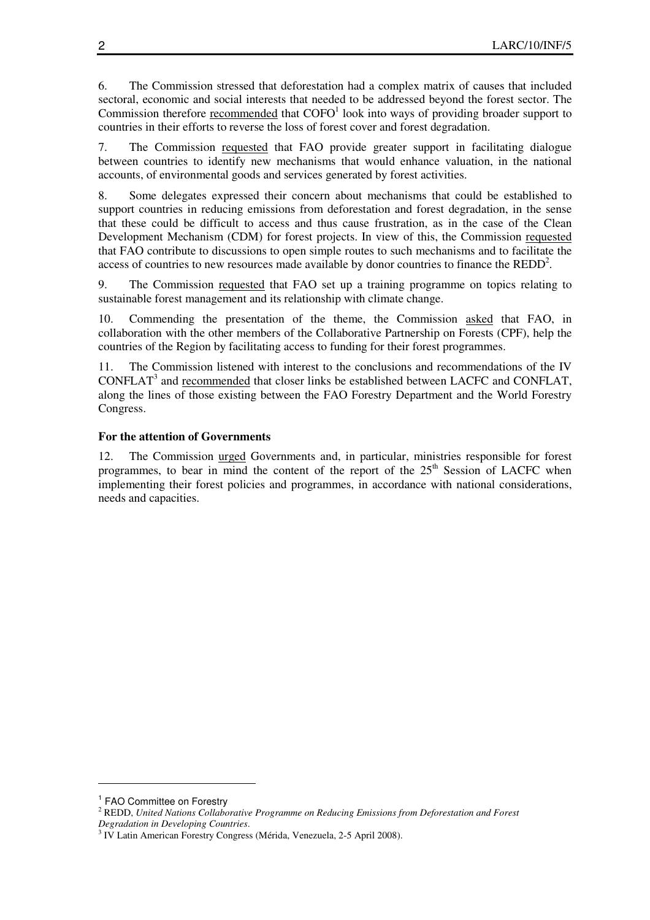6. The Commission stressed that deforestation had a complex matrix of causes that included sectoral, economic and social interests that needed to be addressed beyond the forest sector. The Commission therefore recommended that COFO[1] look into ways of providing broader support to countries in their efforts to reverse the loss of forest cover and forest degradation.

7. The Commission requested that FAO provide greater support in facilitating dialogue between countries to identify new mechanisms that would enhance valuation, in the national accounts, of environmental goods and services generated by forest activities.

8. Some delegates expressed their concern about mechanisms that could be established to support countries in reducing emissions from deforestation and forest degradation, in the sense that these could be difficult to access and thus cause frustration, as in the case of the Clean Development Mechanism (CDM) for forest projects. In view of this, the Commission requested that FAO contribute to discussions to open simple routes to such mechanisms and to facilitate the access of countries to new resources made available by donor countries to finance the REDD[2].

9. The Commission requested that FAO set up a training programme on topics relating to sustainable forest management and its relationship with climate change.

10. Commending the presentation of the theme, the Commission asked that FAO, in collaboration with the other members of the Collaborative Partnership on Forests (CPF), help the countries of the Region by facilitating access to funding for their forest programmes.

11. The Commission listened with interest to the conclusions and recommendations of the IV CONFLAT[3] and recommended that closer links be established between LACFC and CONFLAT, along the lines of those existing between the FAO Forestry Department and the World Forestry Congress.

**For the attention of Governments**

12. The Commission urged Governments and, in particular, ministries responsible for forest programmes, to bear in mind the content of the report of the 25th Session of LACFC when implementing their forest policies and programmes, in accordance with national considerations, needs and capacities.

---

[1] FAO Committee on Forestry

[2] REDD, *United Nations Collaborative Programme on Reducing Emissions from Deforestation and Forest Degradation in Developing Countries*.

[3] IV Latin American Forestry Congress (Mérida, Venezuela, 2-5 April 2008).